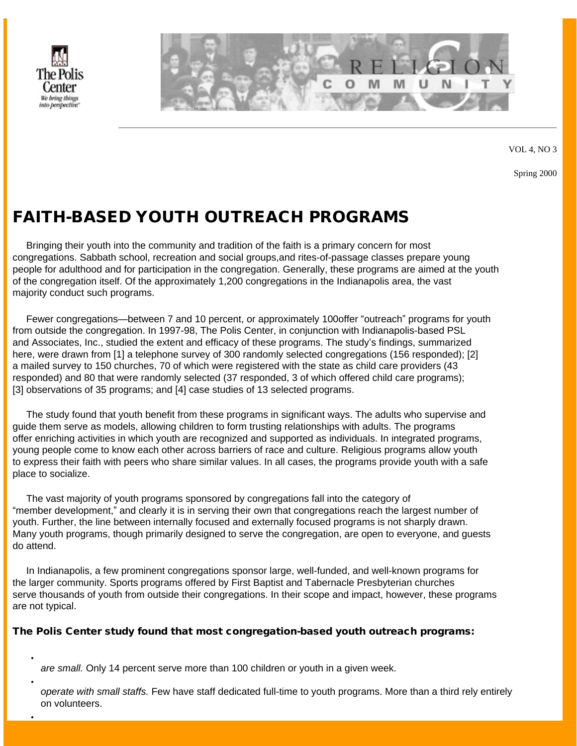VOL 4, NO 3

Spring 2000

# FAITH-BASED YOUTH OUTREACH PROGRAMS

Bringing their youth into the community and tradition of the faith is a primary concern for most congregations. Sabbath school, recreation and social groups,and rites-of-passage classes prepare young people for adulthood and for participation in the congregation. Generally, these programs are aimed at the youth of the congregation itself. Of the approximately 1,200 congregations in the Indianapolis area, the vast majority conduct such programs.

Fewer congregations—between 7 and 10 percent, or approximately 100offer "outreach" programs for youth from outside the congregation. In 1997-98, The Polis Center, in conjunction with Indianapolis-based PSL and Associates, Inc., studied the extent and efficacy of these programs. The study's findings, summarized here, were drawn from [1] a telephone survey of 300 randomly selected congregations (156 responded); [2] a mailed survey to 150 churches, 70 of which were registered with the state as child care providers (43 responded) and 80 that were randomly selected (37 responded, 3 of which offered child care programs); [3] observations of 35 programs; and [4] case studies of 13 selected programs.

The study found that youth benefit from these programs in significant ways. The adults who supervise and guide them serve as models, allowing children to form trusting relationships with adults. The programs offer enriching activities in which youth are recognized and supported as individuals. In integrated programs, young people come to know each other across barriers of race and culture. Religious programs allow youth to express their faith with peers who share similar values. In all cases, the programs provide youth with a safe place to socialize.

The vast majority of youth programs sponsored by congregations fall into the category of "member development," and clearly it is in serving their own that congregations reach the largest number of youth. Further, the line between internally focused and externally focused programs is not sharply drawn. Many youth programs, though primarily designed to serve the congregation, are open to everyone, and guests do attend.

In Indianapolis, a few prominent congregations sponsor large, well-funded, and well-known programs for the larger community. Sports programs offered by First Baptist and Tabernacle Presbyterian churches serve thousands of youth from outside their congregations. In their scope and impact, however, these programs are not typical.

**The Polis Center study found that most congregation-based youth outreach programs:**

- *are small.* Only 14 percent serve more than 100 children or youth in a given week.
- *operate with small staffs.* Few have staff dedicated full-time to youth programs. More than a third rely entirely on volunteers.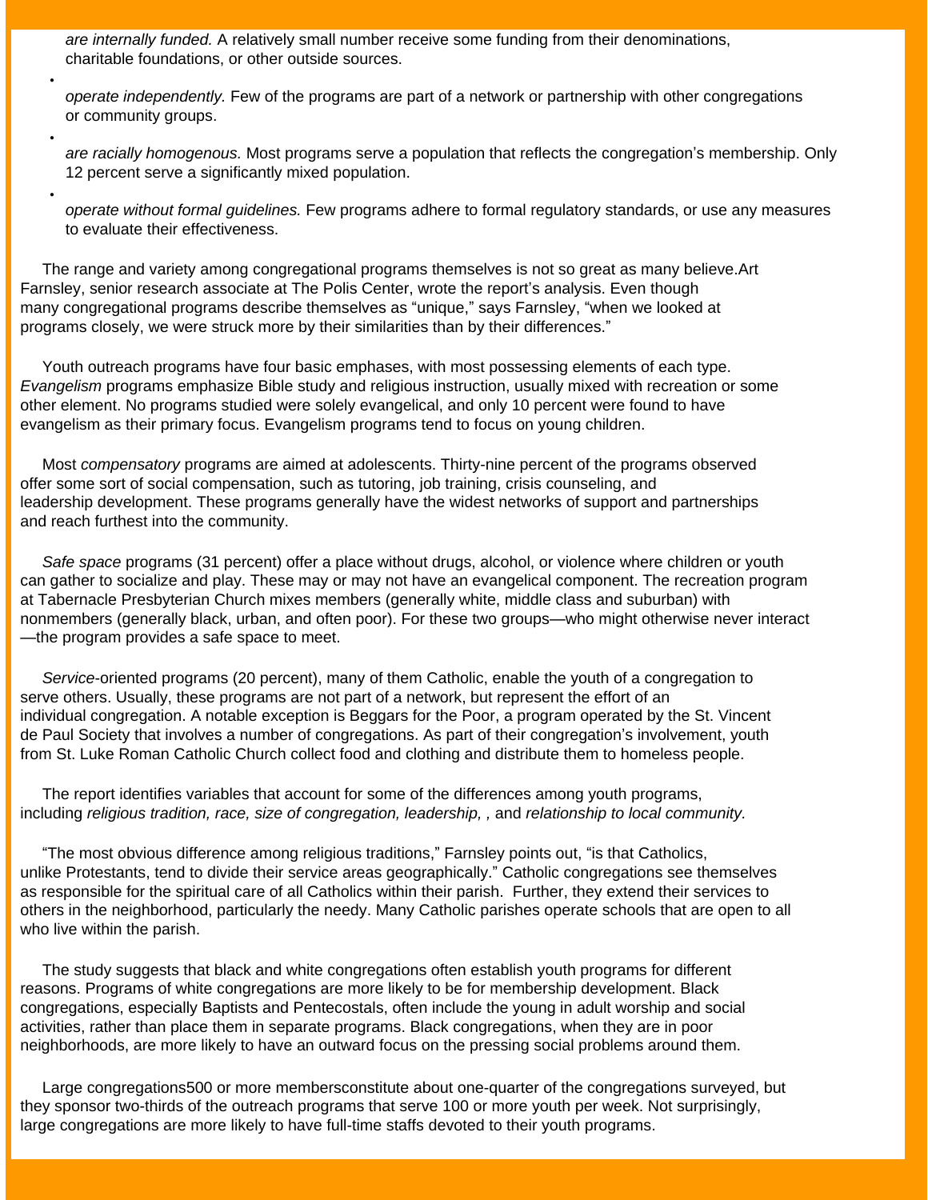- *are internally funded.* A relatively small number receive some funding from their denominations, charitable foundations, or other outside sources.
- *operate independently.* Few of the programs are part of a network or partnership with other congregations or community groups.
- *are racially homogenous.* Most programs serve a population that reflects the congregation's membership. Only 12 percent serve a significantly mixed population.
- *operate without formal guidelines.* Few programs adhere to formal regulatory standards, or use any measures to evaluate their effectiveness.

The range and variety among congregational programs themselves is not so great as many believe.Art Farnsley, senior research associate at The Polis Center, wrote the report's analysis. Even though many congregational programs describe themselves as "unique," says Farnsley, "when we looked at programs closely, we were struck more by their similarities than by their differences."

Youth outreach programs have four basic emphases, with most possessing elements of each type. *Evangelism* programs emphasize Bible study and religious instruction, usually mixed with recreation or some other element. No programs studied were solely evangelical, and only 10 percent were found to have evangelism as their primary focus. Evangelism programs tend to focus on young children.

Most *compensatory* programs are aimed at adolescents. Thirty-nine percent of the programs observed offer some sort of social compensation, such as tutoring, job training, crisis counseling, and leadership development. These programs generally have the widest networks of support and partnerships and reach furthest into the community.

*Safe space* programs (31 percent) offer a place without drugs, alcohol, or violence where children or youth can gather to socialize and play. These may or may not have an evangelical component. The recreation program at Tabernacle Presbyterian Church mixes members (generally white, middle class and suburban) with nonmembers (generally black, urban, and often poor). For these two groups—who might otherwise never interact—the program provides a safe space to meet.

*Service*-oriented programs (20 percent), many of them Catholic, enable the youth of a congregation to serve others. Usually, these programs are not part of a network, but represent the effort of an individual congregation. A notable exception is Beggars for the Poor, a program operated by the St. Vincent de Paul Society that involves a number of congregations. As part of their congregation's involvement, youth from St. Luke Roman Catholic Church collect food and clothing and distribute them to homeless people.

The report identifies variables that account for some of the differences among youth programs, including *religious tradition, race, size of congregation, leadership, ,* and *relationship to local community.*

"The most obvious difference among religious traditions," Farnsley points out, "is that Catholics, unlike Protestants, tend to divide their service areas geographically." Catholic congregations see themselves as responsible for the spiritual care of all Catholics within their parish. Further, they extend their services to others in the neighborhood, particularly the needy. Many Catholic parishes operate schools that are open to all who live within the parish.

The study suggests that black and white congregations often establish youth programs for different reasons. Programs of white congregations are more likely to be for membership development. Black congregations, especially Baptists and Pentecostals, often include the young in adult worship and social activities, rather than place them in separate programs. Black congregations, when they are in poor neighborhoods, are more likely to have an outward focus on the pressing social problems around them.

Large congregations500 or more membersconstitute about one-quarter of the congregations surveyed, but they sponsor two-thirds of the outreach programs that serve 100 or more youth per week. Not surprisingly, large congregations are more likely to have full-time staffs devoted to their youth programs.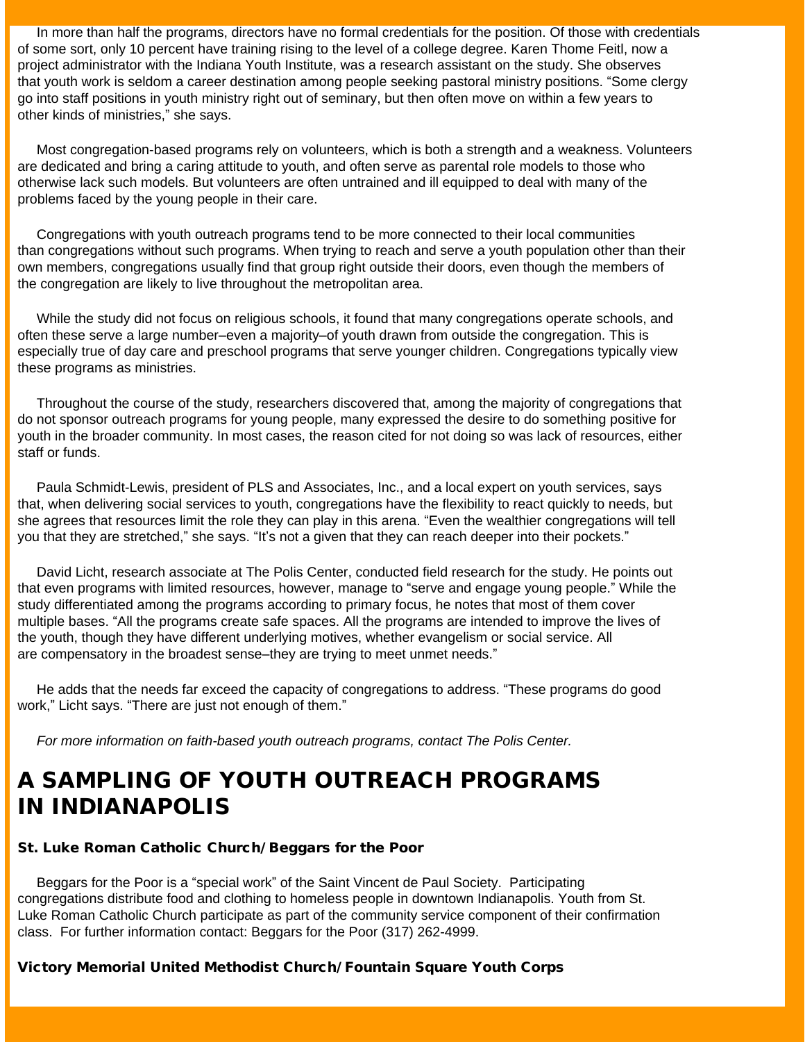In more than half the programs, directors have no formal credentials for the position. Of those with credentials of some sort, only 10 percent have training rising to the level of a college degree. Karen Thome Feitl, now a project administrator with the Indiana Youth Institute, was a research assistant on the study. She observes that youth work is seldom a career destination among people seeking pastoral ministry positions. "Some clergy go into staff positions in youth ministry right out of seminary, but then often move on within a few years to other kinds of ministries," she says.

Most congregation-based programs rely on volunteers, which is both a strength and a weakness. Volunteers are dedicated and bring a caring attitude to youth, and often serve as parental role models to those who otherwise lack such models. But volunteers are often untrained and ill equipped to deal with many of the problems faced by the young people in their care.

Congregations with youth outreach programs tend to be more connected to their local communities than congregations without such programs. When trying to reach and serve a youth population other than their own members, congregations usually find that group right outside their doors, even though the members of the congregation are likely to live throughout the metropolitan area.

While the study did not focus on religious schools, it found that many congregations operate schools, and often these serve a large number–even a majority–of youth drawn from outside the congregation. This is especially true of day care and preschool programs that serve younger children. Congregations typically view these programs as ministries.

Throughout the course of the study, researchers discovered that, among the majority of congregations that do not sponsor outreach programs for young people, many expressed the desire to do something positive for youth in the broader community. In most cases, the reason cited for not doing so was lack of resources, either staff or funds.

Paula Schmidt-Lewis, president of PLS and Associates, Inc., and a local expert on youth services, says that, when delivering social services to youth, congregations have the flexibility to react quickly to needs, but she agrees that resources limit the role they can play in this arena. "Even the wealthier congregations will tell you that they are stretched," she says. "It's not a given that they can reach deeper into their pockets."

David Licht, research associate at The Polis Center, conducted field research for the study. He points out that even programs with limited resources, however, manage to "serve and engage young people." While the study differentiated among the programs according to primary focus, he notes that most of them cover multiple bases. "All the programs create safe spaces. All the programs are intended to improve the lives of the youth, though they have different underlying motives, whether evangelism or social service. All are compensatory in the broadest sense–they are trying to meet unmet needs."

He adds that the needs far exceed the capacity of congregations to address. "These programs do good work," Licht says. "There are just not enough of them."

*For more information on faith-based youth outreach programs, contact The Polis Center.*

## A SAMPLING OF YOUTH OUTREACH PROGRAMS IN INDIANAPOLIS

### St. Luke Roman Catholic Church/Beggars for the Poor

Beggars for the Poor is a "special work" of the Saint Vincent de Paul Society. Participating congregations distribute food and clothing to homeless people in downtown Indianapolis. Youth from St. Luke Roman Catholic Church participate as part of the community service component of their confirmation class. For further information contact: Beggars for the Poor (317) 262-4999.

### Victory Memorial United Methodist Church/Fountain Square Youth Corps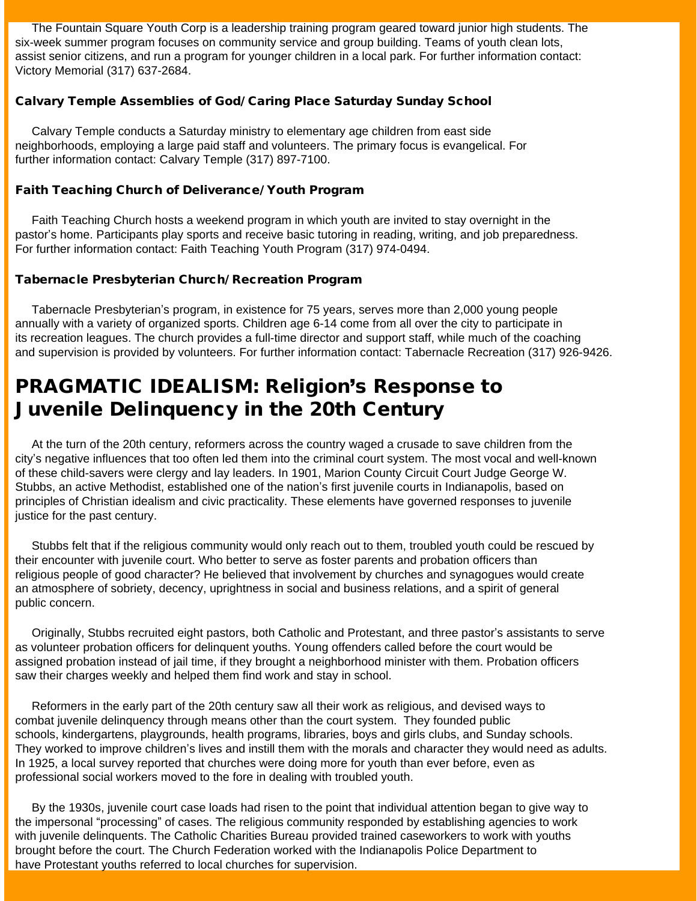The Fountain Square Youth Corp is a leadership training program geared toward junior high students. The six-week summer program focuses on community service and group building. Teams of youth clean lots, assist senior citizens, and run a program for younger children in a local park. For further information contact: Victory Memorial (317) 637-2684.

### Calvary Temple Assemblies of God/Caring Place Saturday Sunday School

Calvary Temple conducts a Saturday ministry to elementary age children from east side neighborhoods, employing a large paid staff and volunteers. The primary focus is evangelical. For further information contact: Calvary Temple (317) 897-7100.

### Faith Teaching Church of Deliverance/Youth Program

Faith Teaching Church hosts a weekend program in which youth are invited to stay overnight in the pastor's home. Participants play sports and receive basic tutoring in reading, writing, and job preparedness. For further information contact: Faith Teaching Youth Program (317) 974-0494.

### Tabernacle Presbyterian Church/Recreation Program

Tabernacle Presbyterian's program, in existence for 75 years, serves more than 2,000 young people annually with a variety of organized sports. Children age 6-14 come from all over the city to participate in its recreation leagues. The church provides a full-time director and support staff, while much of the coaching and supervision is provided by volunteers. For further information contact: Tabernacle Recreation (317) 926-9426.

## PRAGMATIC IDEALISM: Religion's Response to Juvenile Delinquency in the 20th Century

At the turn of the 20th century, reformers across the country waged a crusade to save children from the city's negative influences that too often led them into the criminal court system. The most vocal and well-known of these child-savers were clergy and lay leaders. In 1901, Marion County Circuit Court Judge George W. Stubbs, an active Methodist, established one of the nation's first juvenile courts in Indianapolis, based on principles of Christian idealism and civic practicality. These elements have governed responses to juvenile justice for the past century.

Stubbs felt that if the religious community would only reach out to them, troubled youth could be rescued by their encounter with juvenile court. Who better to serve as foster parents and probation officers than religious people of good character? He believed that involvement by churches and synagogues would create an atmosphere of sobriety, decency, uprightness in social and business relations, and a spirit of general public concern.

Originally, Stubbs recruited eight pastors, both Catholic and Protestant, and three pastor's assistants to serve as volunteer probation officers for delinquent youths. Young offenders called before the court would be assigned probation instead of jail time, if they brought a neighborhood minister with them. Probation officers saw their charges weekly and helped them find work and stay in school.

Reformers in the early part of the 20th century saw all their work as religious, and devised ways to combat juvenile delinquency through means other than the court system. They founded public schools, kindergartens, playgrounds, health programs, libraries, boys and girls clubs, and Sunday schools. They worked to improve children's lives and instill them with the morals and character they would need as adults. In 1925, a local survey reported that churches were doing more for youth than ever before, even as professional social workers moved to the fore in dealing with troubled youth.

By the 1930s, juvenile court case loads had risen to the point that individual attention began to give way to the impersonal "processing" of cases. The religious community responded by establishing agencies to work with juvenile delinquents. The Catholic Charities Bureau provided trained caseworkers to work with youths brought before the court. The Church Federation worked with the Indianapolis Police Department to have Protestant youths referred to local churches for supervision.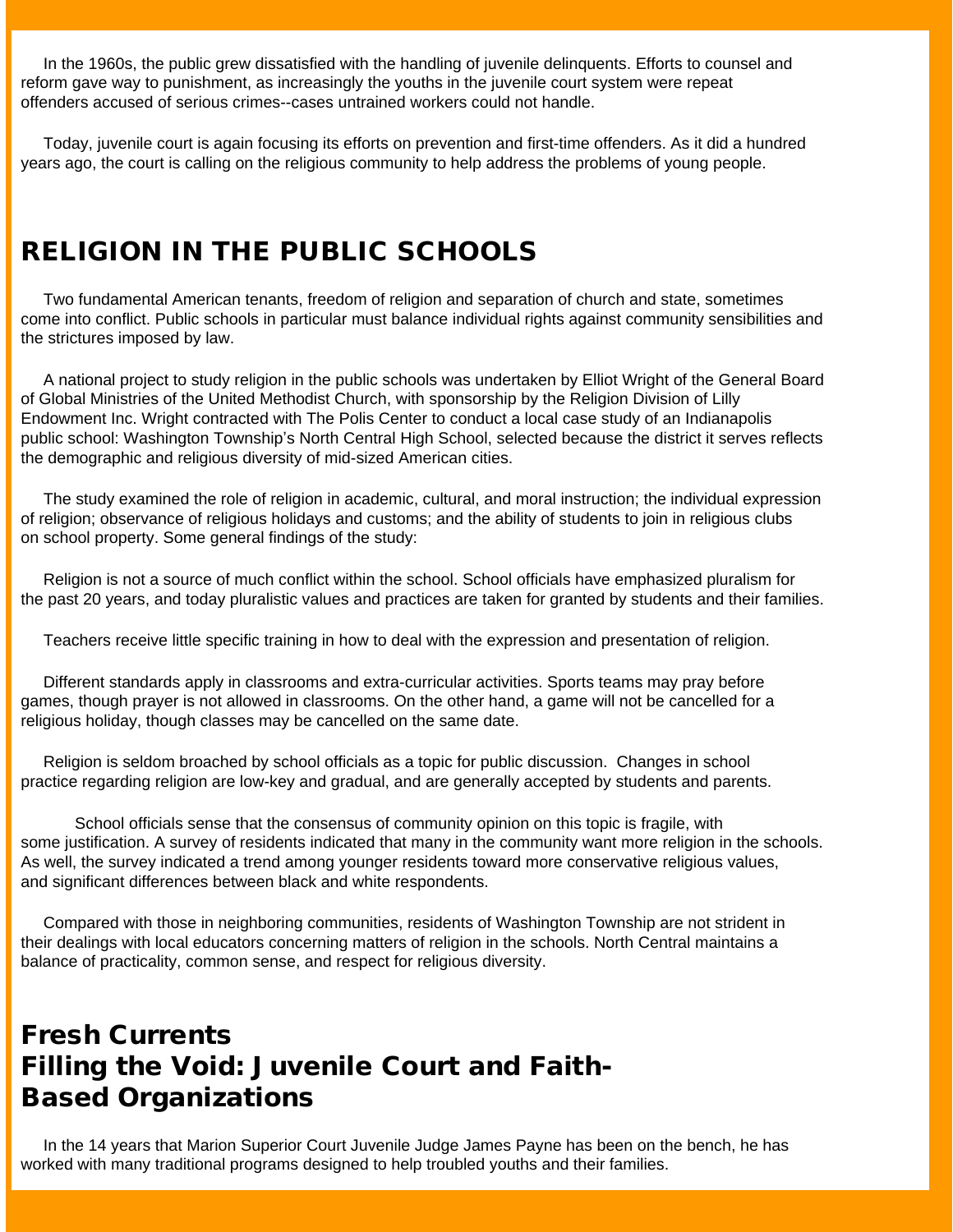In the 1960s, the public grew dissatisfied with the handling of juvenile delinquents. Efforts to counsel and reform gave way to punishment, as increasingly the youths in the juvenile court system were repeat offenders accused of serious crimes--cases untrained workers could not handle.

Today, juvenile court is again focusing its efforts on prevention and first-time offenders. As it did a hundred years ago, the court is calling on the religious community to help address the problems of young people.

## RELIGION IN THE PUBLIC SCHOOLS

Two fundamental American tenants, freedom of religion and separation of church and state, sometimes come into conflict. Public schools in particular must balance individual rights against community sensibilities and the strictures imposed by law.

A national project to study religion in the public schools was undertaken by Elliot Wright of the General Board of Global Ministries of the United Methodist Church, with sponsorship by the Religion Division of Lilly Endowment Inc. Wright contracted with The Polis Center to conduct a local case study of an Indianapolis public school: Washington Township's North Central High School, selected because the district it serves reflects the demographic and religious diversity of mid-sized American cities.

The study examined the role of religion in academic, cultural, and moral instruction; the individual expression of religion; observance of religious holidays and customs; and the ability of students to join in religious clubs on school property. Some general findings of the study:

Religion is not a source of much conflict within the school. School officials have emphasized pluralism for the past 20 years, and today pluralistic values and practices are taken for granted by students and their families.

Teachers receive little specific training in how to deal with the expression and presentation of religion.

Different standards apply in classrooms and extra-curricular activities. Sports teams may pray before games, though prayer is not allowed in classrooms. On the other hand, a game will not be cancelled for a religious holiday, though classes may be cancelled on the same date.

Religion is seldom broached by school officials as a topic for public discussion. Changes in school practice regarding religion are low-key and gradual, and are generally accepted by students and parents.

School officials sense that the consensus of community opinion on this topic is fragile, with some justification. A survey of residents indicated that many in the community want more religion in the schools. As well, the survey indicated a trend among younger residents toward more conservative religious values, and significant differences between black and white respondents.

Compared with those in neighboring communities, residents of Washington Township are not strident in their dealings with local educators concerning matters of religion in the schools. North Central maintains a balance of practicality, common sense, and respect for religious diversity.

## Fresh Currents
## Filling the Void: Juvenile Court and Faith-Based Organizations

In the 14 years that Marion Superior Court Juvenile Judge James Payne has been on the bench, he has worked with many traditional programs designed to help troubled youths and their families.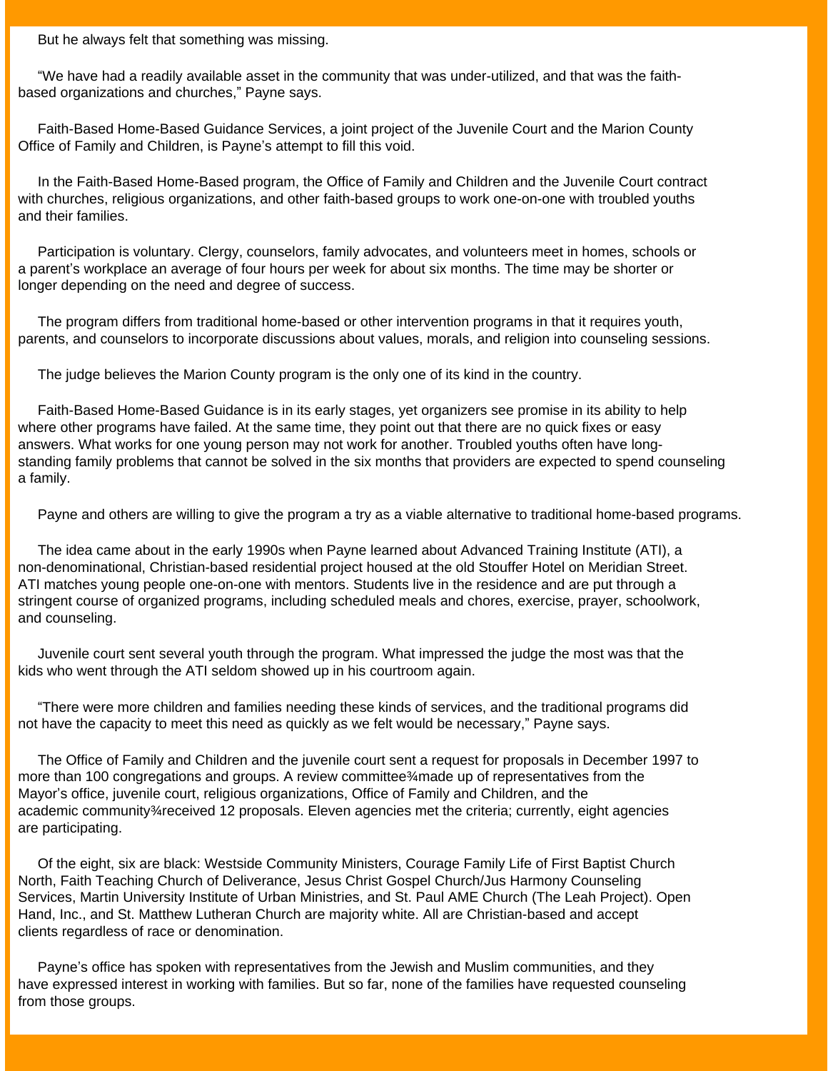But he always felt that something was missing.

"We have had a readily available asset in the community that was under-utilized, and that was the faith-based organizations and churches," Payne says.

Faith-Based Home-Based Guidance Services, a joint project of the Juvenile Court and the Marion County Office of Family and Children, is Payne's attempt to fill this void.

In the Faith-Based Home-Based program, the Office of Family and Children and the Juvenile Court contract with churches, religious organizations, and other faith-based groups to work one-on-one with troubled youths and their families.

Participation is voluntary. Clergy, counselors, family advocates, and volunteers meet in homes, schools or a parent's workplace an average of four hours per week for about six months. The time may be shorter or longer depending on the need and degree of success.

The program differs from traditional home-based or other intervention programs in that it requires youth, parents, and counselors to incorporate discussions about values, morals, and religion into counseling sessions.

The judge believes the Marion County program is the only one of its kind in the country.

Faith-Based Home-Based Guidance is in its early stages, yet organizers see promise in its ability to help where other programs have failed. At the same time, they point out that there are no quick fixes or easy answers. What works for one young person may not work for another. Troubled youths often have long-standing family problems that cannot be solved in the six months that providers are expected to spend counseling a family.

Payne and others are willing to give the program a try as a viable alternative to traditional home-based programs.

The idea came about in the early 1990s when Payne learned about Advanced Training Institute (ATI), a non-denominational, Christian-based residential project housed at the old Stouffer Hotel on Meridian Street. ATI matches young people one-on-one with mentors. Students live in the residence and are put through a stringent course of organized programs, including scheduled meals and chores, exercise, prayer, schoolwork, and counseling.

Juvenile court sent several youth through the program. What impressed the judge the most was that the kids who went through the ATI seldom showed up in his courtroom again.

"There were more children and families needing these kinds of services, and the traditional programs did not have the capacity to meet this need as quickly as we felt would be necessary," Payne says.

The Office of Family and Children and the juvenile court sent a request for proposals in December 1997 to more than 100 congregations and groups. A review committee¾made up of representatives from the Mayor's office, juvenile court, religious organizations, Office of Family and Children, and the academic community¾received 12 proposals. Eleven agencies met the criteria; currently, eight agencies are participating.

Of the eight, six are black: Westside Community Ministers, Courage Family Life of First Baptist Church North, Faith Teaching Church of Deliverance, Jesus Christ Gospel Church/Jus Harmony Counseling Services, Martin University Institute of Urban Ministries, and St. Paul AME Church (The Leah Project). Open Hand, Inc., and St. Matthew Lutheran Church are majority white. All are Christian-based and accept clients regardless of race or denomination.

Payne's office has spoken with representatives from the Jewish and Muslim communities, and they have expressed interest in working with families. But so far, none of the families have requested counseling from those groups.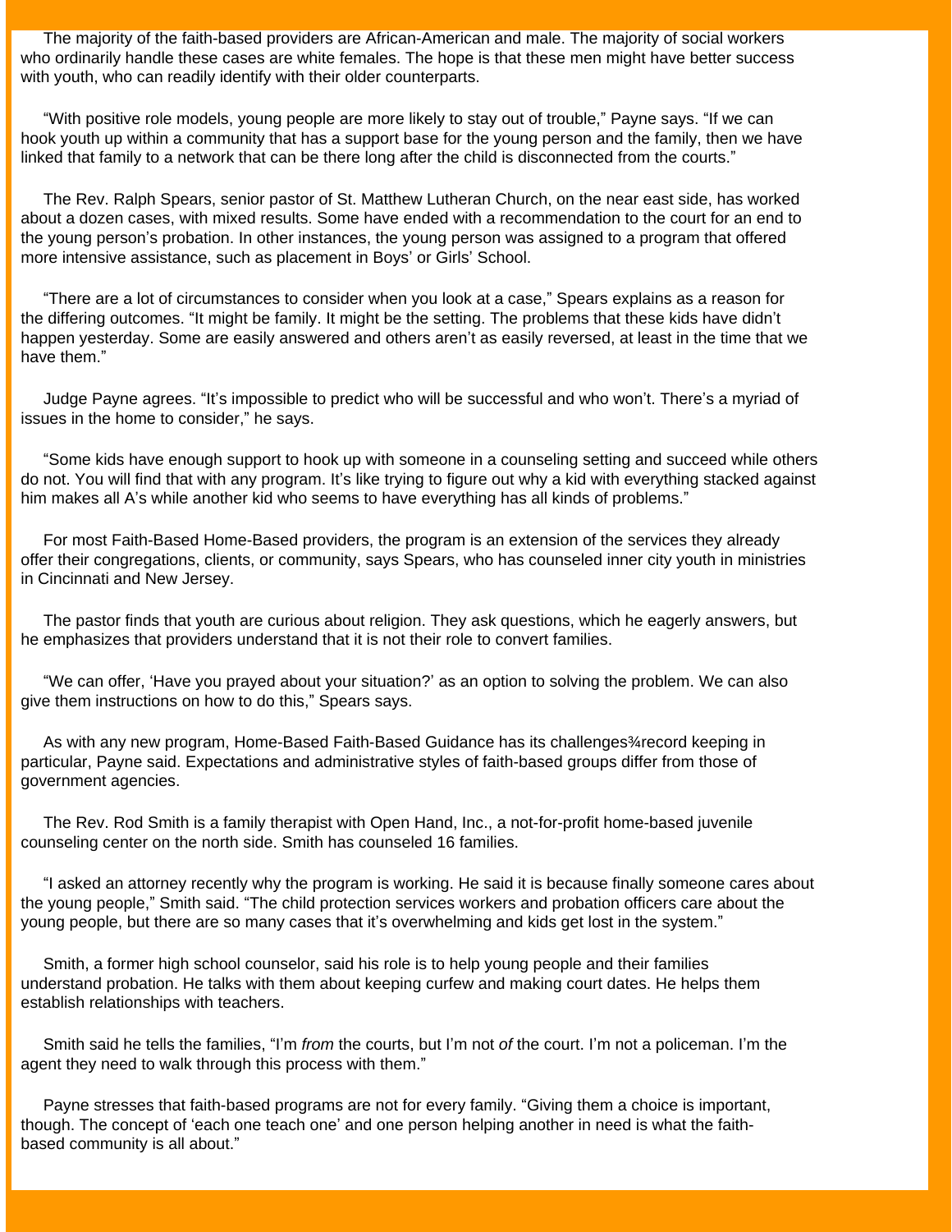The majority of the faith-based providers are African-American and male. The majority of social workers who ordinarily handle these cases are white females. The hope is that these men might have better success with youth, who can readily identify with their older counterparts.

“With positive role models, young people are more likely to stay out of trouble,” Payne says. “If we can hook youth up within a community that has a support base for the young person and the family, then we have linked that family to a network that can be there long after the child is disconnected from the courts.”

The Rev. Ralph Spears, senior pastor of St. Matthew Lutheran Church, on the near east side, has worked about a dozen cases, with mixed results. Some have ended with a recommendation to the court for an end to the young person’s probation. In other instances, the young person was assigned to a program that offered more intensive assistance, such as placement in Boys’ or Girls’ School.

“There are a lot of circumstances to consider when you look at a case,” Spears explains as a reason for the differing outcomes. “It might be family. It might be the setting. The problems that these kids have didn’t happen yesterday. Some are easily answered and others aren’t as easily reversed, at least in the time that we have them.”

Judge Payne agrees. “It’s impossible to predict who will be successful and who won’t. There’s a myriad of issues in the home to consider,” he says.

“Some kids have enough support to hook up with someone in a counseling setting and succeed while others do not. You will find that with any program. It’s like trying to figure out why a kid with everything stacked against him makes all A’s while another kid who seems to have everything has all kinds of problems.”

For most Faith-Based Home-Based providers, the program is an extension of the services they already offer their congregations, clients, or community, says Spears, who has counseled inner city youth in ministries in Cincinnati and New Jersey.

The pastor finds that youth are curious about religion. They ask questions, which he eagerly answers, but he emphasizes that providers understand that it is not their role to convert families.

“We can offer, ‘Have you prayed about your situation?’ as an option to solving the problem. We can also give them instructions on how to do this,” Spears says.

As with any new program, Home-Based Faith-Based Guidance has its challenges¾record keeping in particular, Payne said. Expectations and administrative styles of faith-based groups differ from those of government agencies.

The Rev. Rod Smith is a family therapist with Open Hand, Inc., a not-for-profit home-based juvenile counseling center on the north side. Smith has counseled 16 families.

“I asked an attorney recently why the program is working. He said it is because finally someone cares about the young people,” Smith said. “The child protection services workers and probation officers care about the young people, but there are so many cases that it’s overwhelming and kids get lost in the system.”

Smith, a former high school counselor, said his role is to help young people and their families understand probation. He talks with them about keeping curfew and making court dates. He helps them establish relationships with teachers.

Smith said he tells the families, “I’m *from* the courts, but I’m not *of* the court. I’m not a policeman. I’m the agent they need to walk through this process with them.”

Payne stresses that faith-based programs are not for every family. “Giving them a choice is important, though. The concept of ‘each one teach one’ and one person helping another in need is what the faith-based community is all about.”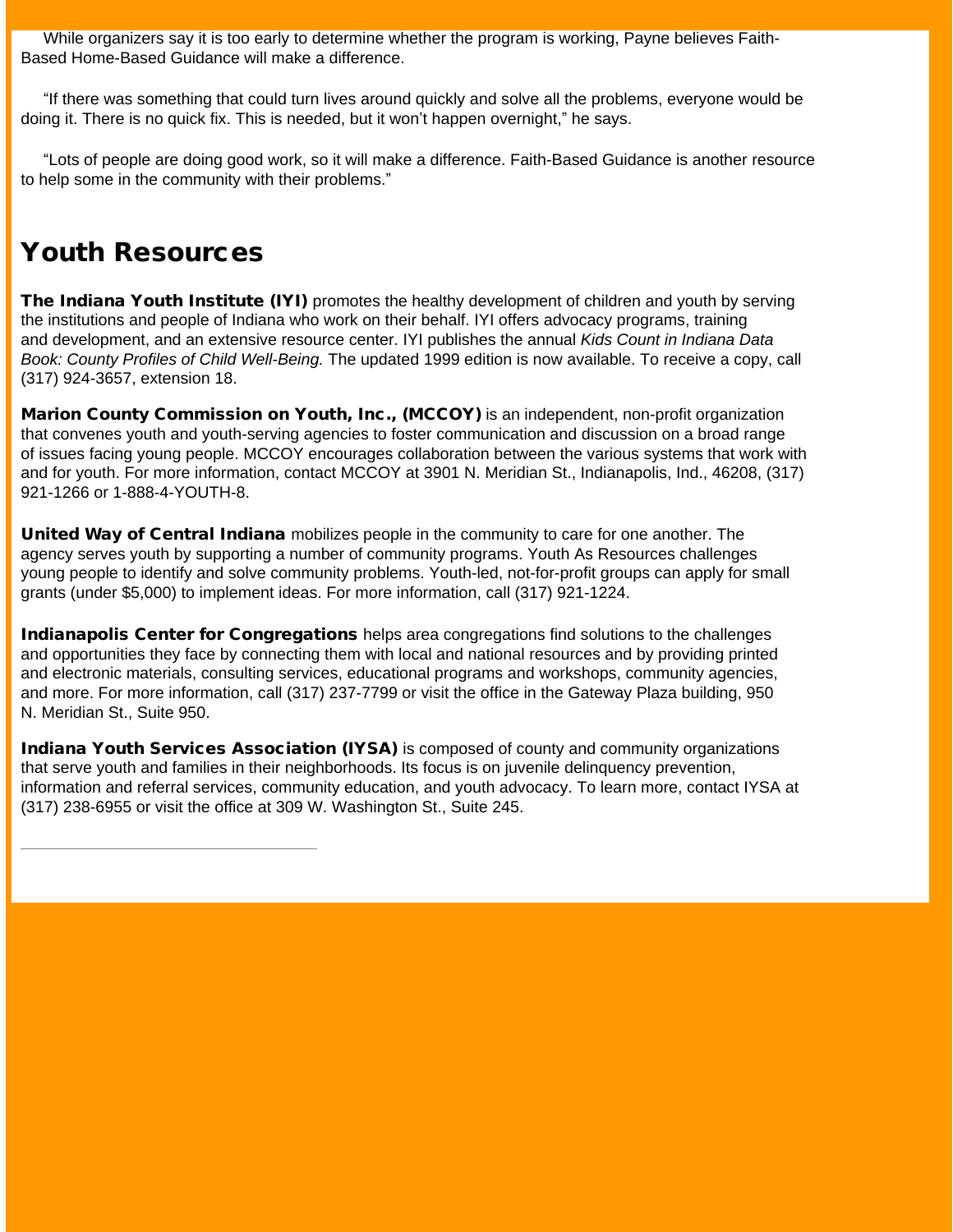While organizers say it is too early to determine whether the program is working, Payne believes Faith-Based Home-Based Guidance will make a difference.

"If there was something that could turn lives around quickly and solve all the problems, everyone would be doing it. There is no quick fix. This is needed, but it won't happen overnight," he says.

"Lots of people are doing good work, so it will make a difference. Faith-Based Guidance is another resource to help some in the community with their problems."

## Youth Resources

**The Indiana Youth Institute (IYI)** promotes the healthy development of children and youth by serving the institutions and people of Indiana who work on their behalf. IYI offers advocacy programs, training and development, and an extensive resource center. IYI publishes the annual *Kids Count in Indiana Data Book: County Profiles of Child Well-Being.* The updated 1999 edition is now available. To receive a copy, call (317) 924-3657, extension 18.

**Marion County Commission on Youth, Inc., (MCCOY)** is an independent, non-profit organization that convenes youth and youth-serving agencies to foster communication and discussion on a broad range of issues facing young people. MCCOY encourages collaboration between the various systems that work with and for youth. For more information, contact MCCOY at 3901 N. Meridian St., Indianapolis, Ind., 46208, (317) 921-1266 or 1-888-4-YOUTH-8.

**United Way of Central Indiana** mobilizes people in the community to care for one another. The agency serves youth by supporting a number of community programs. Youth As Resources challenges young people to identify and solve community problems. Youth-led, not-for-profit groups can apply for small grants (under $5,000) to implement ideas. For more information, call (317) 921-1224.

**Indianapolis Center for Congregations** helps area congregations find solutions to the challenges and opportunities they face by connecting them with local and national resources and by providing printed and electronic materials, consulting services, educational programs and workshops, community agencies, and more. For more information, call (317) 237-7799 or visit the office in the Gateway Plaza building, 950 N. Meridian St., Suite 950.

**Indiana Youth Services Association (IYSA)** is composed of county and community organizations that serve youth and families in their neighborhoods. Its focus is on juvenile delinquency prevention, information and referral services, community education, and youth advocacy. To learn more, contact IYSA at (317) 238-6955 or visit the office at 309 W. Washington St., Suite 245.